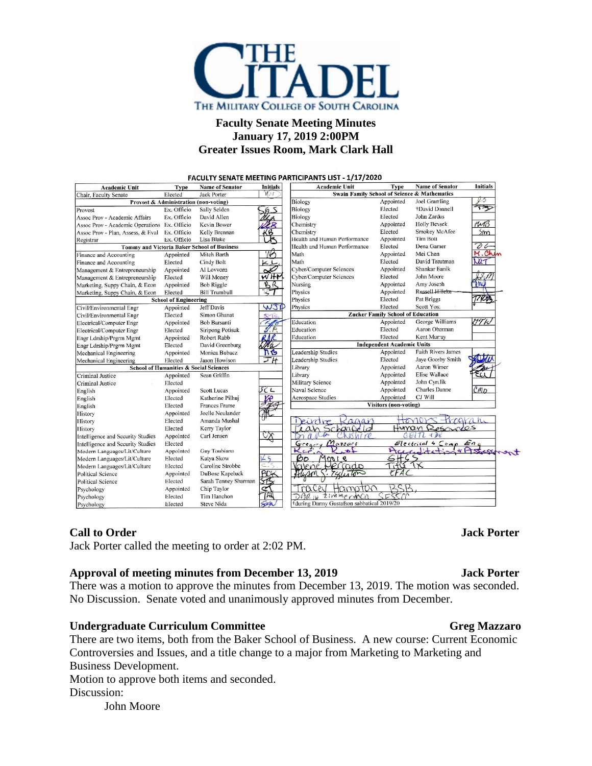THE CITADEL

THE MILITARY COLLEGE OF SOUTH CAROLINA

# Faculty Senate Meeting Minutes
## January 17, 2019 2:00PM
## Greater Issues Room, Mark Clark Hall

**FACULTY SENATE MEETING PARTICIPANTS LIST - 1/17/2020**

| Academic Unit | Type | Name of Senator | Initials |
|---|---|---|---|
| Chair, Faculty Senate | Elected | Jack Porter | WJ |
| **Provost & Administration (non-voting)** | | | |
| Provost | Ex. Officio | Sally Selden | SGS |
| Assoc Prov - Academic Affairs | Ex. Officio | David Allen | DA |
| Assoc Prov - Academic Operations | Ex. Officio | Kevin Bower | KB |
| Assoc Prov - Plan, Assess, & Eval | Ex. Officio | Kelly Brennan | KB |
| Registrar | Ex. Officio | Lisa Blake | LB |
| **Tommy and Victoria Baker School of Business** | | | |
| Finance and Accounting | Appointed | Mitch Barth | MB |
| Finance and Accounting | Elected | Cindy Bolt | KL |
| Management & Entrepreneurship | Appointed | Al Lovvorn | AL |
| Management & Entrepreneurship | Elected | Will Money | WHM |
| Marketing, Suppy Chain, & Econ | Appointed | Bob Riggle | BR |
| Marketing, Suppy Chain, & Econ | Elected | Bill Trumbull | BT |
| **School of Engineering** | | | |
| Civil/Environmental Engr | Appointed | Jeff Davis | WJD |
| Civil/Environmental Engr | Elected | Simon Ghanat | SG |
| Electrical/Computer Engr | Appointed | Bob Barsanti | RB |
| Electrical/Computer Engr | Elected | Siripong Potisuk | SP |
| Engr Ldrship/Prgrm Mgmt | Appointed | Robert Rabb | RJR |
| Engr Ldrship/Prgrm Mgmt | Elected | David Greenburg | DG |
| Mechanical Engineering | Appointed | Monica Bubacz | MB |
| Mechanical Engineering | Elected | Jason Howison | JH |
| **School of Humanities & Social Sciences** | | | |
| Criminal Justice | Appointed | Sean Griffin | |
| Criminal Justice | Elected | | |
| English | Appointed | Scott Lucas | SCL |
| English | Elected | Katherine Pilhuj | KP |
| English | Elected | Frances Frame | FF |
| History | Appointed | Joelle Neulander | JN |
| History | Elected | Amanda Mushal | |
| History | Elected | Kerry Taylor | |
| Intelligence and Security Studies | Appointed | Carl Jensen | CJ |
| Intelligence and Security Studies | Elected | | |
| Modern Languages/Lit/Culture | Appointed | Guy Toubiana | |
| Modern Languages/Lit/Culture | Elected | Katya Skow | KS |
| Modern Languages/Lit/Culture | Elected | Caroline Strobbe | CS |
| Political Science | Appointed | DuBose Kapeluck | BDK |
| Political Science | Elected | Sarah Tenney Sharman | STS |
| Psychology | Appointed | Chip Taylor | CT |
| Psychology | Elected | Tim Hanchon | TAH |
| Psychology | Elected | Steve Nida | SAN |

| Academic Unit | Type | Name of Senator | Initials |
|---|---|---|---|
| **Swain Family School of Science & Mathematics** | | | |
| Biology | Appointed | Joel Gramling | JG |
| Biology | Elected | †David Donnell | |
| Biology | Elected | John Zardus | |
| Chemistry | Appointed | Holly Bevsek | HMB |
| Chemistry | Elected | Smokey McAfee | SM |
| Health and Human Performance | Appointed | Tim Bott | |
| Health and Human Performance | Elected | Dena Garner | DG |
| Math | Appointed | Mei Chen | M.Chen |
| Math | Elected | David Trautman | DAT |
| Cyber/Computer Sciences | Appointed | Shankar Banik | |
| Cyber/Computer Sciences | Elected | John Moore | JM |
| Nursing | Appointed | Amy Joseph | AMJ |
| Physics | Appointed | ~~Russell Hilleke~~ | |
| Physics | Elected | Pat Briggs | PJB |
| Physics | Elected | Scott Yost | |
| **Zucker Family School of Education** | | | |
| Education | Appointed | George Williams | GTW |
| Education | Elected | Aaron Oberman | |
| Education | Elected | Kent Murray | |
| **Independent Academic Units** | | | |
| Leadership Studies | Appointed | Faith Rivers James | |
| Leadership Studies | Elected | Jaye Goosby Smith | |
| Library | Appointed | Aaron Wimer | |
| Library | Appointed | Elise Wallace | EW |
| Military Science | Appointed | John Cyrulik | |
| Naval Science | Appointed | Charles Dunne | CMD |
| Aerospace Studies | Appointed | CJ Will | |
| **Visitors (non-voting)** | | | |
| Deirdre Ragan | Honors Program | | |
| Leah Schonfeld | Human Resources | | |
| Diana Cheshire | CEITL + DE | | |
| Gregory Mazzaro | Electrical & Comp Eng | | |
| Karin Roof | Accreditation & Assessment | | |
| Bo Moore | SHSS | | |
| Valerie Mercado | Title IX | | |
| Alyson S. Eggleston | CFAC | | |
| Tracey Hampton | BSB | | |
| Darin Zimmerman | SESM | | |
| †during Danny Gustafson sabbatical 2019/20 | | | |

## Call to Order — Jack Porter

Jack Porter called the meeting to order at 2:02 PM.

## Approval of meeting minutes from December 13, 2019 — Jack Porter

There was a motion to approve the minutes from December 13, 2019. The motion was seconded. No Discussion. Senate voted and unanimously approved minutes from December.

## Undergraduate Curriculum Committee — Greg Mazzaro

There are two items, both from the Baker School of Business. A new course: Current Economic Controversies and Issues, and a title change to a major from Marketing to Marketing and Business Development.

Motion to approve both items and seconded.

Discussion:

John Moore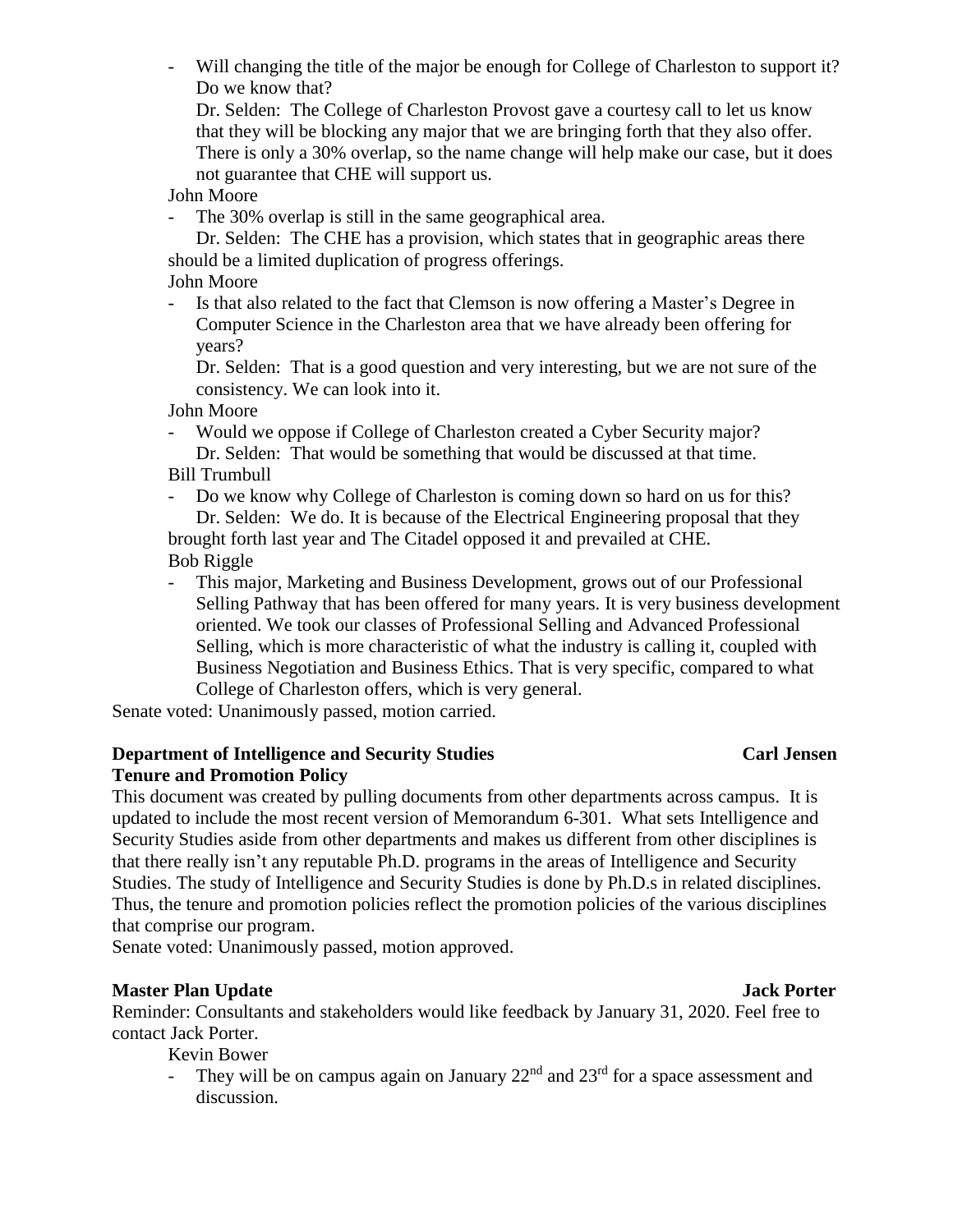- Will changing the title of the major be enough for College of Charleston to support it? Do we know that?

  Dr. Selden: The College of Charleston Provost gave a courtesy call to let us know that they will be blocking any major that we are bringing forth that they also offer. There is only a 30% overlap, so the name change will help make our case, but it does not guarantee that CHE will support us.

John Moore

- The 30% overlap is still in the same geographical area.

  Dr. Selden: The CHE has a provision, which states that in geographic areas there should be a limited duplication of progress offerings.

John Moore

- Is that also related to the fact that Clemson is now offering a Master's Degree in Computer Science in the Charleston area that we have already been offering for years?

  Dr. Selden: That is a good question and very interesting, but we are not sure of the consistency. We can look into it.

John Moore

- Would we oppose if College of Charleston created a Cyber Security major?

  Dr. Selden: That would be something that would be discussed at that time.

Bill Trumbull

- Do we know why College of Charleston is coming down so hard on us for this?

  Dr. Selden: We do. It is because of the Electrical Engineering proposal that they brought forth last year and The Citadel opposed it and prevailed at CHE.

Bob Riggle

- This major, Marketing and Business Development, grows out of our Professional Selling Pathway that has been offered for many years. It is very business development oriented. We took our classes of Professional Selling and Advanced Professional Selling, which is more characteristic of what the industry is calling it, coupled with Business Negotiation and Business Ethics. That is very specific, compared to what College of Charleston offers, which is very general.

Senate voted: Unanimously passed, motion carried.

**Department of Intelligence and Security Studies** **Carl Jensen**
**Tenure and Promotion Policy**

This document was created by pulling documents from other departments across campus. It is updated to include the most recent version of Memorandum 6-301. What sets Intelligence and Security Studies aside from other departments and makes us different from other disciplines is that there really isn't any reputable Ph.D. programs in the areas of Intelligence and Security Studies. The study of Intelligence and Security Studies is done by Ph.D.s in related disciplines. Thus, the tenure and promotion policies reflect the promotion policies of the various disciplines that comprise our program.

Senate voted: Unanimously passed, motion approved.

**Master Plan Update** **Jack Porter**

Reminder: Consultants and stakeholders would like feedback by January 31, 2020. Feel free to contact Jack Porter.

Kevin Bower

- They will be on campus again on January 22nd and 23rd for a space assessment and discussion.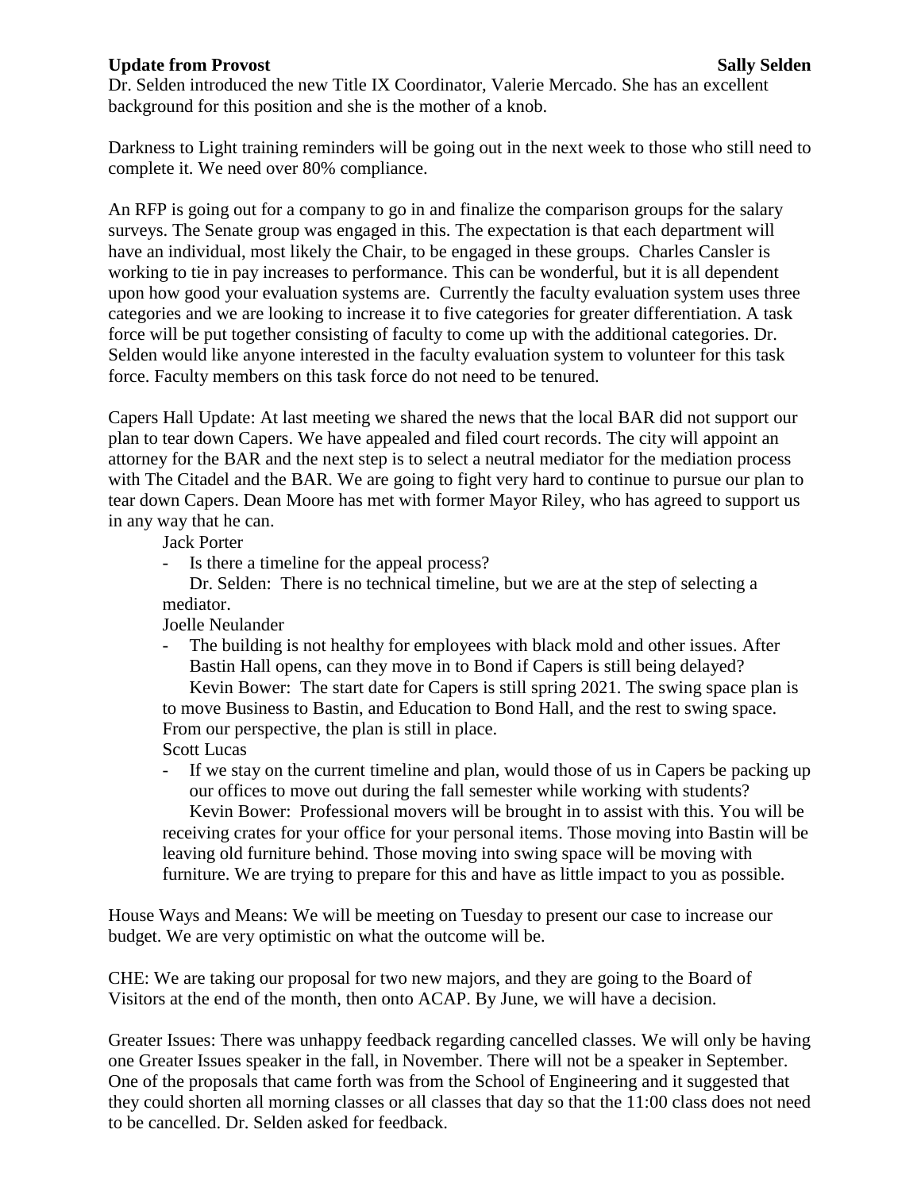**Update from Provost** **Sally Selden**

Dr. Selden introduced the new Title IX Coordinator, Valerie Mercado. She has an excellent background for this position and she is the mother of a knob.

Darkness to Light training reminders will be going out in the next week to those who still need to complete it. We need over 80% compliance.

An RFP is going out for a company to go in and finalize the comparison groups for the salary surveys. The Senate group was engaged in this. The expectation is that each department will have an individual, most likely the Chair, to be engaged in these groups. Charles Cansler is working to tie in pay increases to performance. This can be wonderful, but it is all dependent upon how good your evaluation systems are. Currently the faculty evaluation system uses three categories and we are looking to increase it to five categories for greater differentiation. A task force will be put together consisting of faculty to come up with the additional categories. Dr. Selden would like anyone interested in the faculty evaluation system to volunteer for this task force. Faculty members on this task force do not need to be tenured.

Capers Hall Update: At last meeting we shared the news that the local BAR did not support our plan to tear down Capers. We have appealed and filed court records. The city will appoint an attorney for the BAR and the next step is to select a neutral mediator for the mediation process with The Citadel and the BAR. We are going to fight very hard to continue to pursue our plan to tear down Capers. Dean Moore has met with former Mayor Riley, who has agreed to support us in any way that he can.

Jack Porter

- Is there a timeline for the appeal process?

  Dr. Selden: There is no technical timeline, but we are at the step of selecting a mediator.

Joelle Neulander

- The building is not healthy for employees with black mold and other issues. After Bastin Hall opens, can they move in to Bond if Capers is still being delayed?

  Kevin Bower: The start date for Capers is still spring 2021. The swing space plan is to move Business to Bastin, and Education to Bond Hall, and the rest to swing space. From our perspective, the plan is still in place.

Scott Lucas

- If we stay on the current timeline and plan, would those of us in Capers be packing up our offices to move out during the fall semester while working with students?

  Kevin Bower: Professional movers will be brought in to assist with this. You will be receiving crates for your office for your personal items. Those moving into Bastin will be leaving old furniture behind. Those moving into swing space will be moving with furniture. We are trying to prepare for this and have as little impact to you as possible.

House Ways and Means: We will be meeting on Tuesday to present our case to increase our budget. We are very optimistic on what the outcome will be.

CHE: We are taking our proposal for two new majors, and they are going to the Board of Visitors at the end of the month, then onto ACAP. By June, we will have a decision.

Greater Issues: There was unhappy feedback regarding cancelled classes. We will only be having one Greater Issues speaker in the fall, in November. There will not be a speaker in September. One of the proposals that came forth was from the School of Engineering and it suggested that they could shorten all morning classes or all classes that day so that the 11:00 class does not need to be cancelled. Dr. Selden asked for feedback.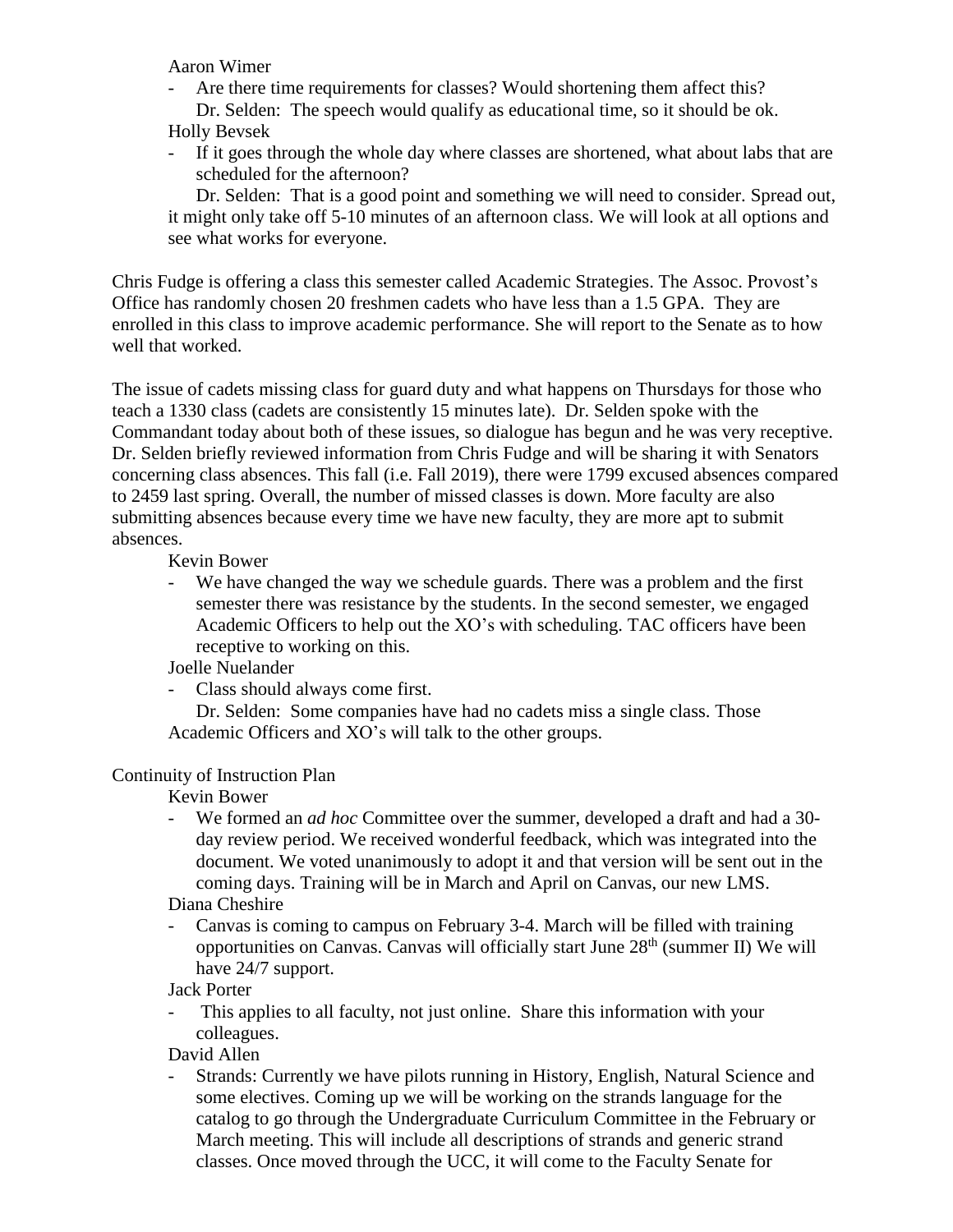Aaron Wimer

- Are there time requirements for classes? Would shortening them affect this?

  Dr. Selden: The speech would qualify as educational time, so it should be ok.

Holly Bevsek

- If it goes through the whole day where classes are shortened, what about labs that are scheduled for the afternoon?

  Dr. Selden: That is a good point and something we will need to consider. Spread out, it might only take off 5-10 minutes of an afternoon class. We will look at all options and see what works for everyone.

Chris Fudge is offering a class this semester called Academic Strategies. The Assoc. Provost's Office has randomly chosen 20 freshmen cadets who have less than a 1.5 GPA. They are enrolled in this class to improve academic performance. She will report to the Senate as to how well that worked.

The issue of cadets missing class for guard duty and what happens on Thursdays for those who teach a 1330 class (cadets are consistently 15 minutes late). Dr. Selden spoke with the Commandant today about both of these issues, so dialogue has begun and he was very receptive. Dr. Selden briefly reviewed information from Chris Fudge and will be sharing it with Senators concerning class absences. This fall (i.e. Fall 2019), there were 1799 excused absences compared to 2459 last spring. Overall, the number of missed classes is down. More faculty are also submitting absences because every time we have new faculty, they are more apt to submit absences.

Kevin Bower

- We have changed the way we schedule guards. There was a problem and the first semester there was resistance by the students. In the second semester, we engaged Academic Officers to help out the XO's with scheduling. TAC officers have been receptive to working on this.

Joelle Nuelander

- Class should always come first.

  Dr. Selden: Some companies have had no cadets miss a single class. Those Academic Officers and XO's will talk to the other groups.

Continuity of Instruction Plan

Kevin Bower

- We formed an *ad hoc* Committee over the summer, developed a draft and had a 30-day review period. We received wonderful feedback, which was integrated into the document. We voted unanimously to adopt it and that version will be sent out in the coming days. Training will be in March and April on Canvas, our new LMS.

Diana Cheshire

- Canvas is coming to campus on February 3-4. March will be filled with training opportunities on Canvas. Canvas will officially start June 28th (summer II) We will have 24/7 support.

Jack Porter

- This applies to all faculty, not just online. Share this information with your colleagues.

David Allen

- Strands: Currently we have pilots running in History, English, Natural Science and some electives. Coming up we will be working on the strands language for the catalog to go through the Undergraduate Curriculum Committee in the February or March meeting. This will include all descriptions of strands and generic strand classes. Once moved through the UCC, it will come to the Faculty Senate for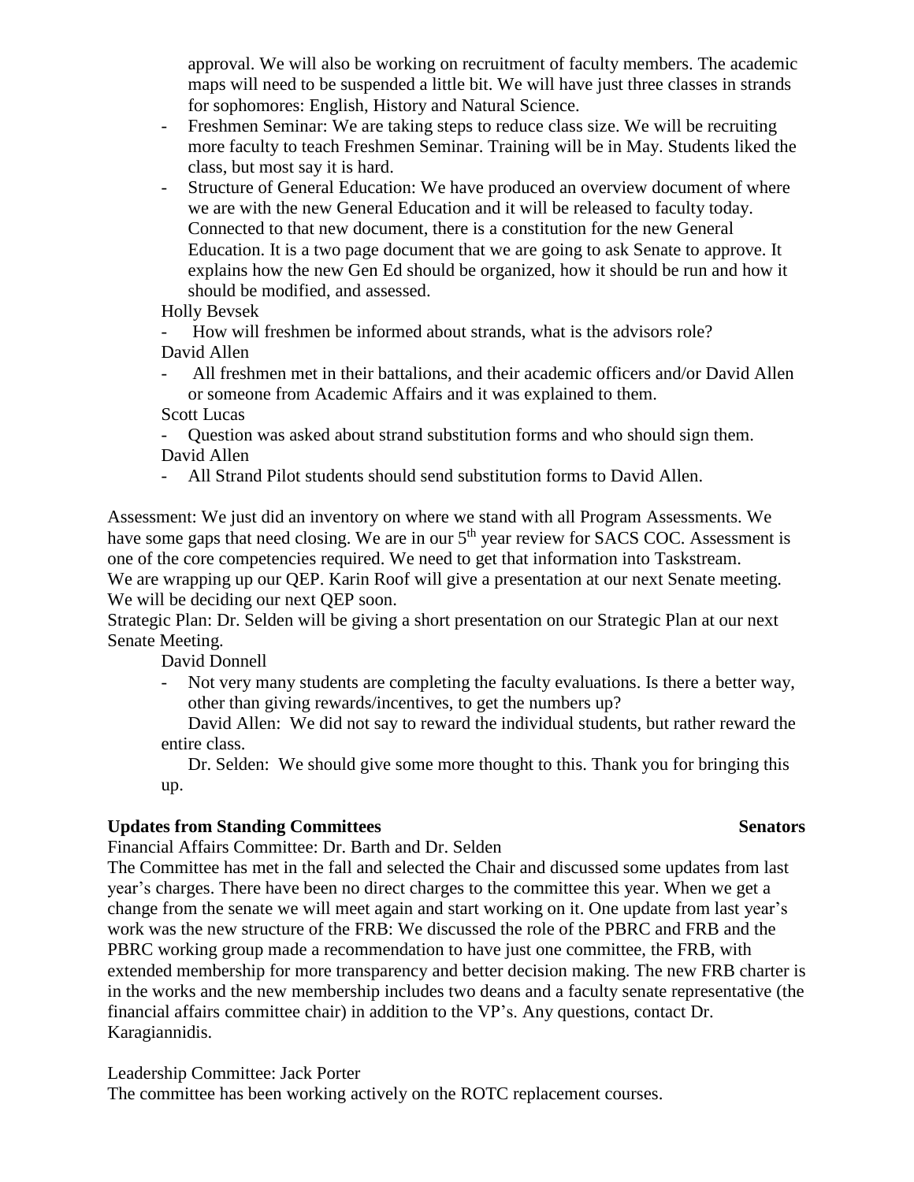approval. We will also be working on recruitment of faculty members. The academic maps will need to be suspended a little bit. We will have just three classes in strands for sophomores: English, History and Natural Science.

- Freshmen Seminar: We are taking steps to reduce class size. We will be recruiting more faculty to teach Freshmen Seminar. Training will be in May. Students liked the class, but most say it is hard.
- Structure of General Education: We have produced an overview document of where we are with the new General Education and it will be released to faculty today. Connected to that new document, there is a constitution for the new General Education. It is a two page document that we are going to ask Senate to approve. It explains how the new Gen Ed should be organized, how it should be run and how it should be modified, and assessed.

Holly Bevsek

- How will freshmen be informed about strands, what is the advisors role?

David Allen

- All freshmen met in their battalions, and their academic officers and/or David Allen or someone from Academic Affairs and it was explained to them.

Scott Lucas

- Question was asked about strand substitution forms and who should sign them.

David Allen

- All Strand Pilot students should send substitution forms to David Allen.

Assessment: We just did an inventory on where we stand with all Program Assessments. We have some gaps that need closing. We are in our 5th year review for SACS COC. Assessment is one of the core competencies required. We need to get that information into Taskstream.
We are wrapping up our QEP. Karin Roof will give a presentation at our next Senate meeting. We will be deciding our next QEP soon.
Strategic Plan: Dr. Selden will be giving a short presentation on our Strategic Plan at our next Senate Meeting.

David Donnell

- Not very many students are completing the faculty evaluations. Is there a better way, other than giving rewards/incentives, to get the numbers up?

David Allen: We did not say to reward the individual students, but rather reward the entire class.

Dr. Selden: We should give some more thought to this. Thank you for bringing this up.

**Updates from Standing Committees** **Senators**

Financial Affairs Committee: Dr. Barth and Dr. Selden
The Committee has met in the fall and selected the Chair and discussed some updates from last year's charges. There have been no direct charges to the committee this year. When we get a change from the senate we will meet again and start working on it. One update from last year's work was the new structure of the FRB: We discussed the role of the PBRC and FRB and the PBRC working group made a recommendation to have just one committee, the FRB, with extended membership for more transparency and better decision making. The new FRB charter is in the works and the new membership includes two deans and a faculty senate representative (the financial affairs committee chair) in addition to the VP's. Any questions, contact Dr. Karagiannidis.

Leadership Committee: Jack Porter
The committee has been working actively on the ROTC replacement courses.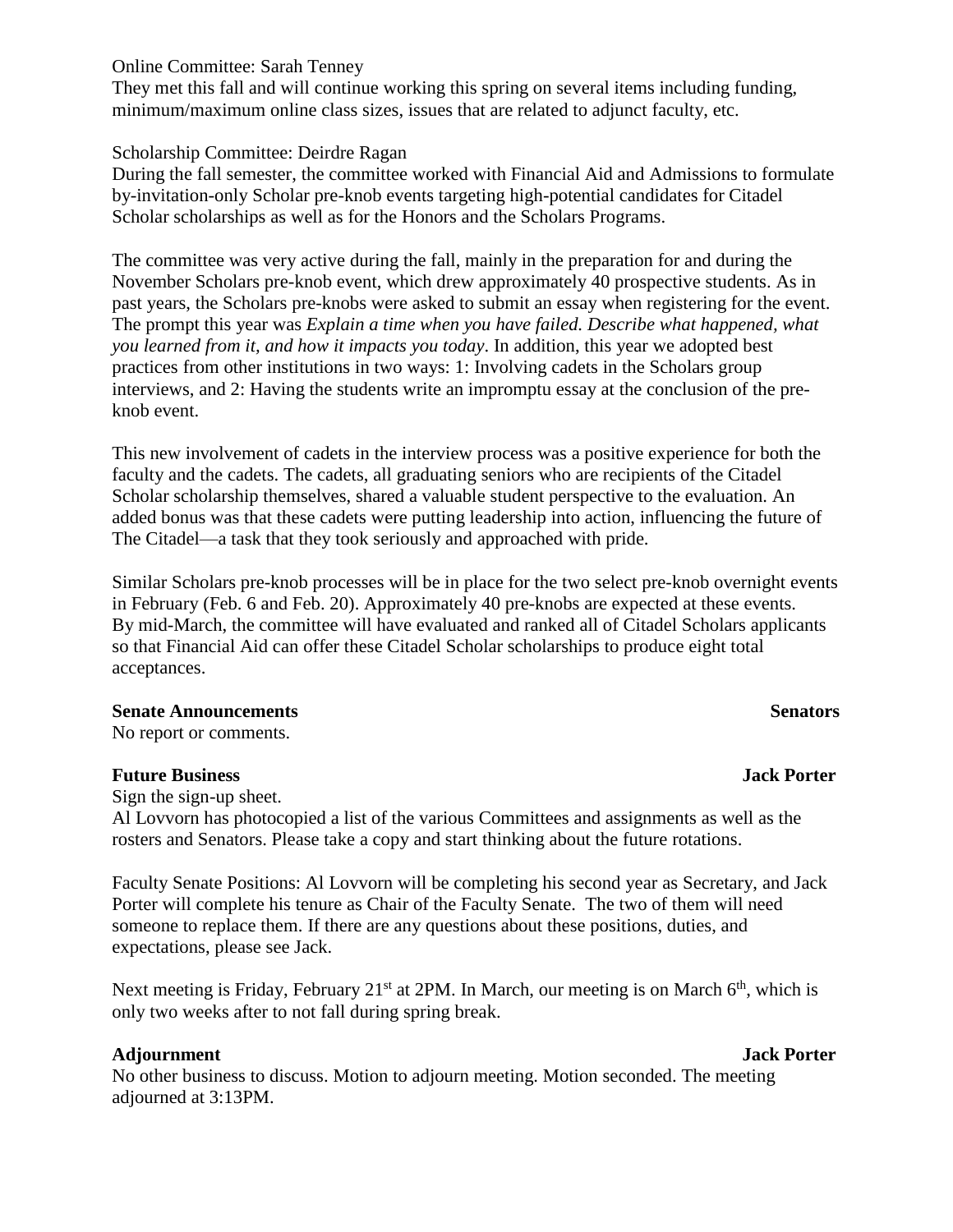Online Committee: Sarah Tenney
They met this fall and will continue working this spring on several items including funding, minimum/maximum online class sizes, issues that are related to adjunct faculty, etc.

Scholarship Committee: Deirdre Ragan
During the fall semester, the committee worked with Financial Aid and Admissions to formulate by-invitation-only Scholar pre-knob events targeting high-potential candidates for Citadel Scholar scholarships as well as for the Honors and the Scholars Programs.

The committee was very active during the fall, mainly in the preparation for and during the November Scholars pre-knob event, which drew approximately 40 prospective students. As in past years, the Scholars pre-knobs were asked to submit an essay when registering for the event. The prompt this year was *Explain a time when you have failed. Describe what happened, what you learned from it, and how it impacts you today*. In addition, this year we adopted best practices from other institutions in two ways: 1: Involving cadets in the Scholars group interviews, and 2: Having the students write an impromptu essay at the conclusion of the pre-knob event.

This new involvement of cadets in the interview process was a positive experience for both the faculty and the cadets. The cadets, all graduating seniors who are recipients of the Citadel Scholar scholarship themselves, shared a valuable student perspective to the evaluation. An added bonus was that these cadets were putting leadership into action, influencing the future of The Citadel—a task that they took seriously and approached with pride.

Similar Scholars pre-knob processes will be in place for the two select pre-knob overnight events in February (Feb. 6 and Feb. 20). Approximately 40 pre-knobs are expected at these events. By mid-March, the committee will have evaluated and ranked all of Citadel Scholars applicants so that Financial Aid can offer these Citadel Scholar scholarships to produce eight total acceptances.

**Senate Announcements** **Senators**
No report or comments.

**Future Business** **Jack Porter**
Sign the sign-up sheet.
Al Lovvorn has photocopied a list of the various Committees and assignments as well as the rosters and Senators. Please take a copy and start thinking about the future rotations.

Faculty Senate Positions: Al Lovvorn will be completing his second year as Secretary, and Jack Porter will complete his tenure as Chair of the Faculty Senate. The two of them will need someone to replace them. If there are any questions about these positions, duties, and expectations, please see Jack.

Next meeting is Friday, February 21st at 2PM. In March, our meeting is on March 6th, which is only two weeks after to not fall during spring break.

**Adjournment** **Jack Porter**
No other business to discuss. Motion to adjourn meeting. Motion seconded. The meeting adjourned at 3:13PM.